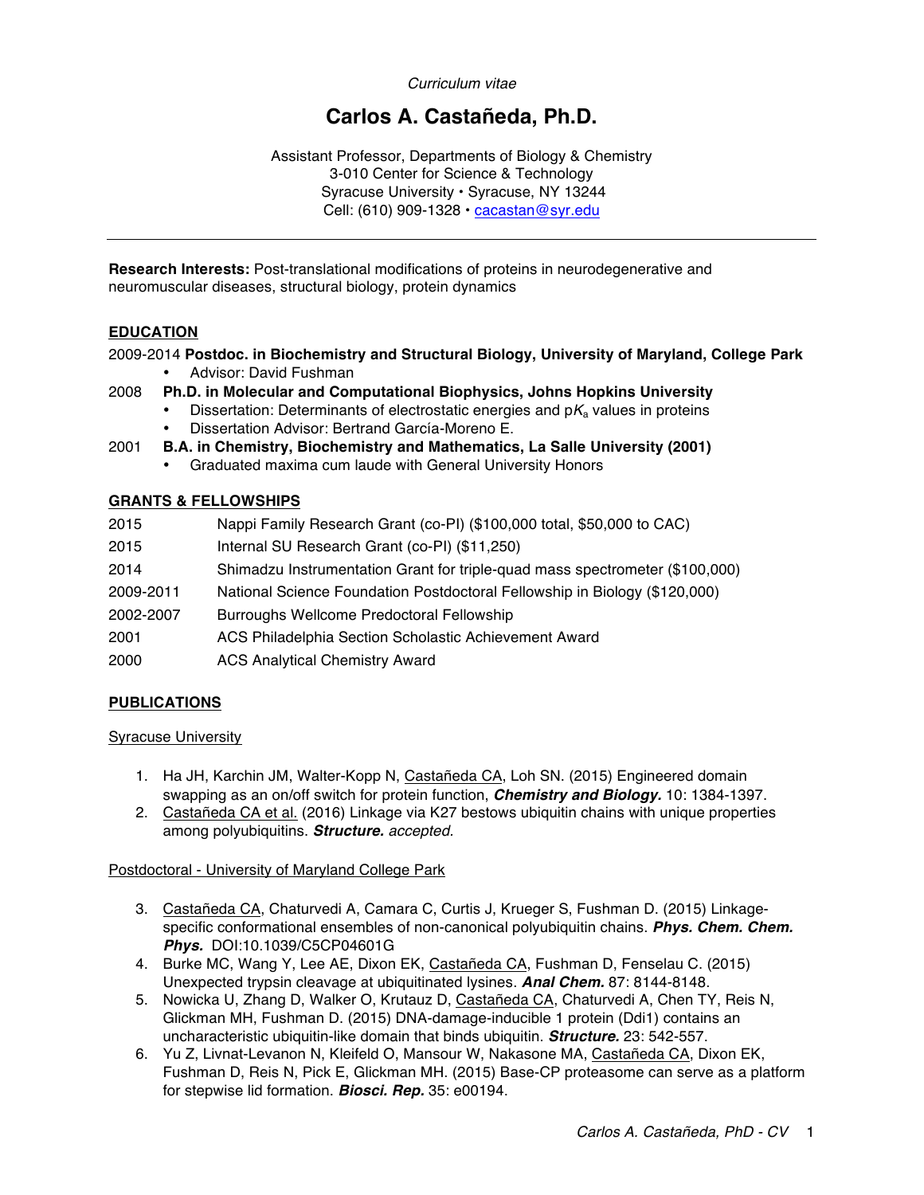*Curriculum vitae*

# Carlos A. Castañeda, Ph.D.

Assistant Professor, Departments of Biology & Chemistry
3-010 Center for Science & Technology
Syracuse University • Syracuse, NY 13244
Cell: (610) 909-1328 • cacastan@syr.edu

---

**Research Interests:** Post-translational modifications of proteins in neurodegenerative and neuromuscular diseases, structural biology, protein dynamics

## EDUCATION

2009-2014 **Postdoc. in Biochemistry and Structural Biology, University of Maryland, College Park**

- Advisor: David Fushman

2008 **Ph.D. in Molecular and Computational Biophysics, Johns Hopkins University**

- Dissertation: Determinants of electrostatic energies and p$K_a$ values in proteins
- Dissertation Advisor: Bertrand García-Moreno E.

2001 **B.A. in Chemistry, Biochemistry and Mathematics, La Salle University (2001)**

- Graduated maxima cum laude with General University Honors

## GRANTS & FELLOWSHIPS

| | |
|---|---|
| 2015 | Nappi Family Research Grant (co-PI) ($100,000 total, $50,000 to CAC) |
| 2015 | Internal SU Research Grant (co-PI) ($11,250) |
| 2014 | Shimadzu Instrumentation Grant for triple-quad mass spectrometer ($100,000) |
| 2009-2011 | National Science Foundation Postdoctoral Fellowship in Biology ($120,000) |
| 2002-2007 | Burroughs Wellcome Predoctoral Fellowship |
| 2001 | ACS Philadelphia Section Scholastic Achievement Award |
| 2000 | ACS Analytical Chemistry Award |

## PUBLICATIONS

Syracuse University

1. Ha JH, Karchin JM, Walter-Kopp N, Castañeda CA, Loh SN. (2015) Engineered domain swapping as an on/off switch for protein function, ***Chemistry and Biology.*** 10: 1384-1397.
2. Castañeda CA et al. (2016) Linkage via K27 bestows ubiquitin chains with unique properties among polyubiquitins. ***Structure.*** *accepted.*

Postdoctoral - University of Maryland College Park

3. Castañeda CA, Chaturvedi A, Camara C, Curtis J, Krueger S, Fushman D. (2015) Linkage-specific conformational ensembles of non-canonical polyubiquitin chains. ***Phys. Chem. Chem. Phys.*** DOI:10.1039/C5CP04601G
4. Burke MC, Wang Y, Lee AE, Dixon EK, Castañeda CA, Fushman D, Fenselau C. (2015) Unexpected trypsin cleavage at ubiquitinated lysines. ***Anal Chem.*** 87: 8144-8148.
5. Nowicka U, Zhang D, Walker O, Krutauz D, Castañeda CA, Chaturvedi A, Chen TY, Reis N, Glickman MH, Fushman D. (2015) DNA-damage-inducible 1 protein (Ddi1) contains an uncharacteristic ubiquitin-like domain that binds ubiquitin. ***Structure.*** 23: 542-557.
6. Yu Z, Livnat-Levanon N, Kleifeld O, Mansour W, Nakasone MA, Castañeda CA, Dixon EK, Fushman D, Reis N, Pick E, Glickman MH. (2015) Base-CP proteasome can serve as a platform for stepwise lid formation. ***Biosci. Rep.*** 35: e00194.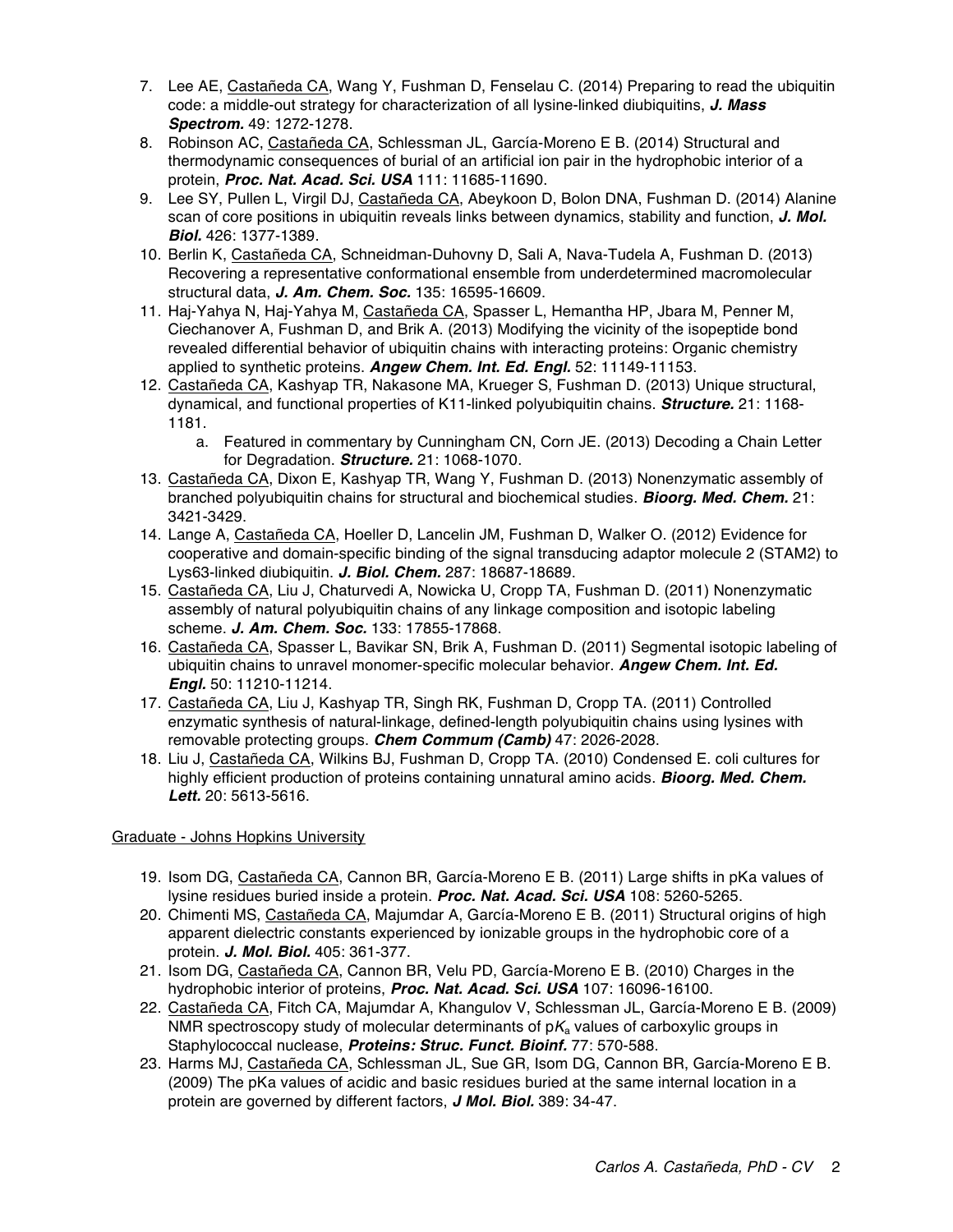7. Lee AE, <u>Castañeda CA</u>, Wang Y, Fushman D, Fenselau C. (2014) Preparing to read the ubiquitin code: a middle-out strategy for characterization of all lysine-linked diubiquitins, ***J. Mass Spectrom.*** 49: 1272-1278.
8. Robinson AC, <u>Castañeda CA</u>, Schlessman JL, García-Moreno E B. (2014) Structural and thermodynamic consequences of burial of an artificial ion pair in the hydrophobic interior of a protein, ***Proc. Nat. Acad. Sci. USA*** 111: 11685-11690.
9. Lee SY, Pullen L, Virgil DJ, <u>Castañeda CA</u>, Abeykoon D, Bolon DNA, Fushman D. (2014) Alanine scan of core positions in ubiquitin reveals links between dynamics, stability and function, ***J. Mol. Biol.*** 426: 1377-1389.
10. Berlin K, <u>Castañeda CA</u>, Schneidman-Duhovny D, Sali A, Nava-Tudela A, Fushman D. (2013) Recovering a representative conformational ensemble from underdetermined macromolecular structural data, ***J. Am. Chem. Soc.*** 135: 16595-16609.
11. Haj-Yahya N, Haj-Yahya M, <u>Castañeda CA</u>, Spasser L, Hemantha HP, Jbara M, Penner M, Ciechanover A, Fushman D, and Brik A. (2013) Modifying the vicinity of the isopeptide bond revealed differential behavior of ubiquitin chains with interacting proteins: Organic chemistry applied to synthetic proteins. ***Angew Chem. Int. Ed. Engl.*** 52: 11149-11153.
12. <u>Castañeda CA</u>, Kashyap TR, Nakasone MA, Krueger S, Fushman D. (2013) Unique structural, dynamical, and functional properties of K11-linked polyubiquitin chains. ***Structure.*** 21: 1168-1181.
    a. Featured in commentary by Cunningham CN, Corn JE. (2013) Decoding a Chain Letter for Degradation. ***Structure.*** 21: 1068-1070.
13. <u>Castañeda CA</u>, Dixon E, Kashyap TR, Wang Y, Fushman D. (2013) Nonenzymatic assembly of branched polyubiquitin chains for structural and biochemical studies. ***Bioorg. Med. Chem.*** 21: 3421-3429.
14. Lange A, <u>Castañeda CA</u>, Hoeller D, Lancelin JM, Fushman D, Walker O. (2012) Evidence for cooperative and domain-specific binding of the signal transducing adaptor molecule 2 (STAM2) to Lys63-linked diubiquitin. ***J. Biol. Chem.*** 287: 18687-18689.
15. <u>Castañeda CA</u>, Liu J, Chaturvedi A, Nowicka U, Cropp TA, Fushman D. (2011) Nonenzymatic assembly of natural polyubiquitin chains of any linkage composition and isotopic labeling scheme. ***J. Am. Chem. Soc.*** 133: 17855-17868.
16. <u>Castañeda CA</u>, Spasser L, Bavikar SN, Brik A, Fushman D. (2011) Segmental isotopic labeling of ubiquitin chains to unravel monomer-specific molecular behavior. ***Angew Chem. Int. Ed. Engl.*** 50: 11210-11214.
17. <u>Castañeda CA</u>, Liu J, Kashyap TR, Singh RK, Fushman D, Cropp TA. (2011) Controlled enzymatic synthesis of natural-linkage, defined-length polyubiquitin chains using lysines with removable protecting groups. ***Chem Commum (Camb)*** 47: 2026-2028.
18. Liu J, <u>Castañeda CA</u>, Wilkins BJ, Fushman D, Cropp TA. (2010) Condensed E. coli cultures for highly efficient production of proteins containing unnatural amino acids. ***Bioorg. Med. Chem. Lett.*** 20: 5613-5616.

<u>Graduate - Johns Hopkins University</u>

19. Isom DG, <u>Castañeda CA</u>, Cannon BR, García-Moreno E B. (2011) Large shifts in pKa values of lysine residues buried inside a protein. ***Proc. Nat. Acad. Sci. USA*** 108: 5260-5265.
20. Chimenti MS, <u>Castañeda CA</u>, Majumdar A, García-Moreno E B. (2011) Structural origins of high apparent dielectric constants experienced by ionizable groups in the hydrophobic core of a protein. ***J. Mol. Biol.*** 405: 361-377.
21. Isom DG, <u>Castañeda CA</u>, Cannon BR, Velu PD, García-Moreno E B. (2010) Charges in the hydrophobic interior of proteins, ***Proc. Nat. Acad. Sci. USA*** 107: 16096-16100.
22. <u>Castañeda CA</u>, Fitch CA, Majumdar A, Khangulov V, Schlessman JL, García-Moreno E B. (2009) NMR spectroscopy study of molecular determinants of p$K_a$ values of carboxylic groups in Staphylococcal nuclease, ***Proteins: Struc. Funct. Bioinf.*** 77: 570-588.
23. Harms MJ, <u>Castañeda CA</u>, Schlessman JL, Sue GR, Isom DG, Cannon BR, García-Moreno E B. (2009) The pKa values of acidic and basic residues buried at the same internal location in a protein are governed by different factors, ***J Mol. Biol.*** 389: 34-47.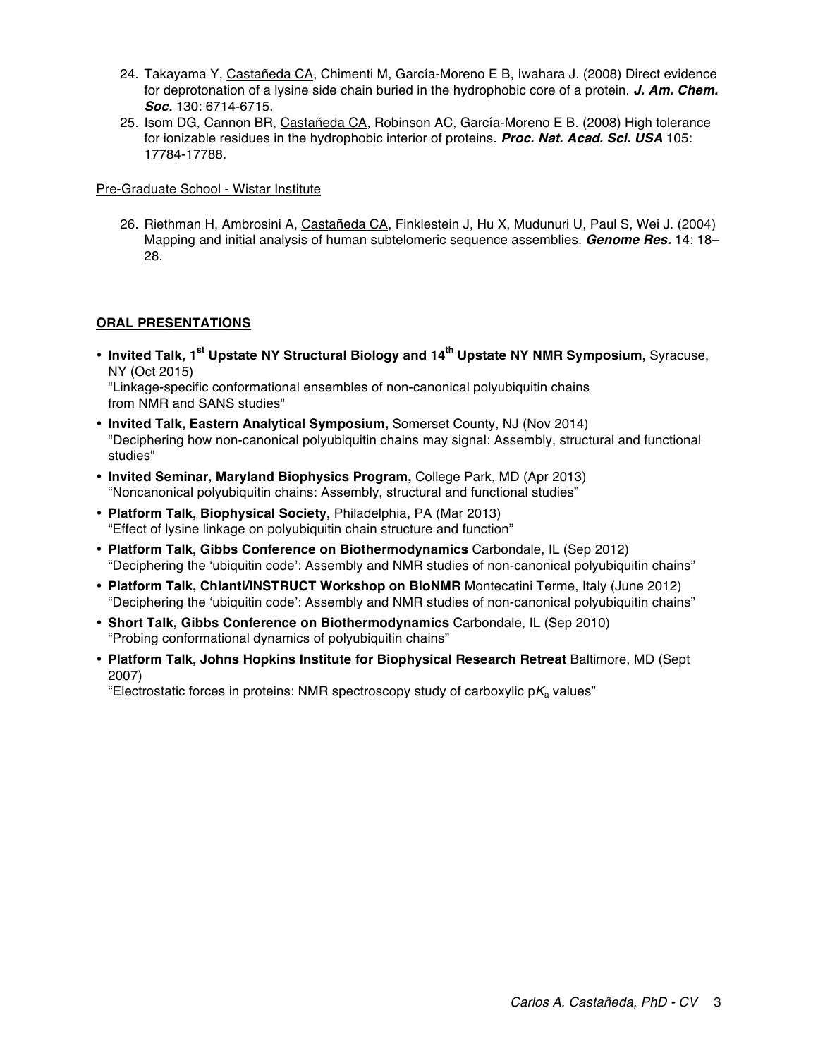24. Takayama Y, Castañeda CA, Chimenti M, García-Moreno E B, Iwahara J. (2008) Direct evidence for deprotonation of a lysine side chain buried in the hydrophobic core of a protein. ***J. Am. Chem. Soc.*** 130: 6714-6715.
25. Isom DG, Cannon BR, Castañeda CA, Robinson AC, García-Moreno E B. (2008) High tolerance for ionizable residues in the hydrophobic interior of proteins. ***Proc. Nat. Acad. Sci. USA*** 105: 17784-17788.

Pre-Graduate School - Wistar Institute

26. Riethman H, Ambrosini A, Castañeda CA, Finklestein J, Hu X, Mudunuri U, Paul S, Wei J. (2004) Mapping and initial analysis of human subtelomeric sequence assemblies. ***Genome Res.*** 14: 18–28.

## ORAL PRESENTATIONS

- **Invited Talk, 1st Upstate NY Structural Biology and 14th Upstate NY NMR Symposium,** Syracuse, NY (Oct 2015)
  "Linkage-specific conformational ensembles of non-canonical polyubiquitin chains from NMR and SANS studies"
- **Invited Talk, Eastern Analytical Symposium,** Somerset County, NJ (Nov 2014)
  "Deciphering how non-canonical polyubiquitin chains may signal: Assembly, structural and functional studies"
- **Invited Seminar, Maryland Biophysics Program,** College Park, MD (Apr 2013)
  "Noncanonical polyubiquitin chains: Assembly, structural and functional studies"
- **Platform Talk, Biophysical Society,** Philadelphia, PA (Mar 2013)
  "Effect of lysine linkage on polyubiquitin chain structure and function"
- **Platform Talk, Gibbs Conference on Biothermodynamics** Carbondale, IL (Sep 2012)
  "Deciphering the 'ubiquitin code': Assembly and NMR studies of non-canonical polyubiquitin chains"
- **Platform Talk, Chianti/INSTRUCT Workshop on BioNMR** Montecatini Terme, Italy (June 2012)
  "Deciphering the 'ubiquitin code': Assembly and NMR studies of non-canonical polyubiquitin chains"
- **Short Talk, Gibbs Conference on Biothermodynamics** Carbondale, IL (Sep 2010)
  "Probing conformational dynamics of polyubiquitin chains"
- **Platform Talk, Johns Hopkins Institute for Biophysical Research Retreat** Baltimore, MD (Sept 2007)
  "Electrostatic forces in proteins: NMR spectroscopy study of carboxylic p$K_a$ values"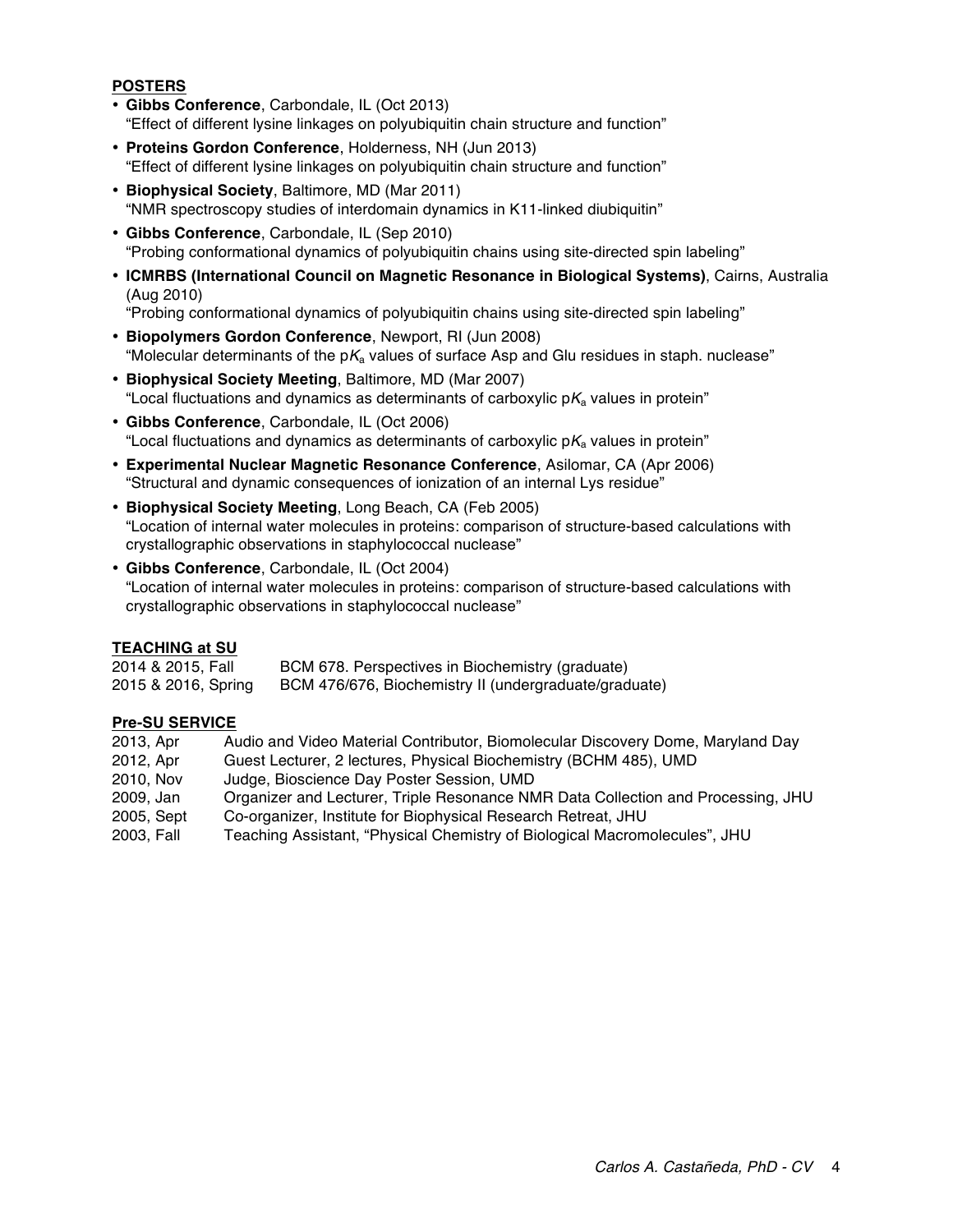## POSTERS

- **Gibbs Conference**, Carbondale, IL (Oct 2013)
  "Effect of different lysine linkages on polyubiquitin chain structure and function"
- **Proteins Gordon Conference**, Holderness, NH (Jun 2013)
  "Effect of different lysine linkages on polyubiquitin chain structure and function"
- **Biophysical Society**, Baltimore, MD (Mar 2011)
  "NMR spectroscopy studies of interdomain dynamics in K11-linked diubiquitin"
- **Gibbs Conference**, Carbondale, IL (Sep 2010)
  "Probing conformational dynamics of polyubiquitin chains using site-directed spin labeling"
- **ICMRBS (International Council on Magnetic Resonance in Biological Systems)**, Cairns, Australia (Aug 2010)
  "Probing conformational dynamics of polyubiquitin chains using site-directed spin labeling"
- **Biopolymers Gordon Conference**, Newport, RI (Jun 2008)
  "Molecular determinants of the $pK_a$ values of surface Asp and Glu residues in staph. nuclease"
- **Biophysical Society Meeting**, Baltimore, MD (Mar 2007)
  "Local fluctuations and dynamics as determinants of carboxylic $pK_a$ values in protein"
- **Gibbs Conference**, Carbondale, IL (Oct 2006)
  "Local fluctuations and dynamics as determinants of carboxylic $pK_a$ values in protein"
- **Experimental Nuclear Magnetic Resonance Conference**, Asilomar, CA (Apr 2006)
  "Structural and dynamic consequences of ionization of an internal Lys residue"
- **Biophysical Society Meeting**, Long Beach, CA (Feb 2005)
  "Location of internal water molecules in proteins: comparison of structure-based calculations with crystallographic observations in staphylococcal nuclease"
- **Gibbs Conference**, Carbondale, IL (Oct 2004)
  "Location of internal water molecules in proteins: comparison of structure-based calculations with crystallographic observations in staphylococcal nuclease"

## TEACHING at SU

| | |
|---|---|
| 2014 & 2015, Fall | BCM 678. Perspectives in Biochemistry (graduate) |
| 2015 & 2016, Spring | BCM 476/676, Biochemistry II (undergraduate/graduate) |

## Pre-SU SERVICE

| | |
|---|---|
| 2013, Apr | Audio and Video Material Contributor, Biomolecular Discovery Dome, Maryland Day |
| 2012, Apr | Guest Lecturer, 2 lectures, Physical Biochemistry (BCHM 485), UMD |
| 2010, Nov | Judge, Bioscience Day Poster Session, UMD |
| 2009, Jan | Organizer and Lecturer, Triple Resonance NMR Data Collection and Processing, JHU |
| 2005, Sept | Co-organizer, Institute for Biophysical Research Retreat, JHU |
| 2003, Fall | Teaching Assistant, "Physical Chemistry of Biological Macromolecules", JHU |